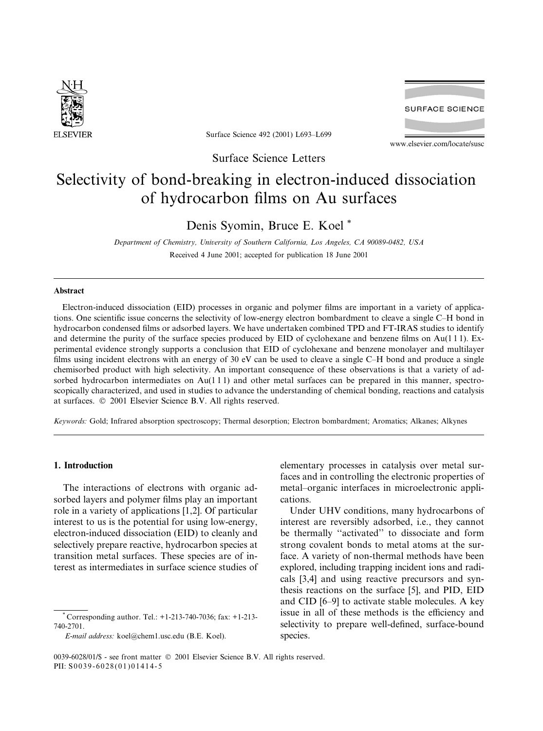Surface Science Letters

# Selectivity of bond-breaking in electron-induced dissociation of hydrocarbon films on Au surfaces

Denis Syomin, Bruce E. Koel *

*Department of Chemistry, University of Southern California, Los Angeles, CA 90089-0482, USA*

Received 4 June 2001; accepted for publication 18 June 2001

## Abstract

Electron-induced dissociation (EID) processes in organic and polymer films are important in a variety of applications. One scientific issue concerns the selectivity of low-energy electron bombardment to cleave a single C–H bond in hydrocarbon condensed films or adsorbed layers. We have undertaken combined TPD and FT-IRAS studies to identify and determine the purity of the surface species produced by EID of cyclohexane and benzene films on Au(1 1 1). Experimental evidence strongly supports a conclusion that EID of cyclohexane and benzene monolayer and multilayer films using incident electrons with an energy of 30 eV can be used to cleave a single C–H bond and produce a single chemisorbed product with high selectivity. An important consequence of these observations is that a variety of adsorbed hydrocarbon intermediates on Au(1 1 1) and other metal surfaces can be prepared in this manner, spectroscopically characterized, and used in studies to advance the understanding of chemical bonding, reactions and catalysis at surfaces. © 2001 Elsevier Science B.V. All rights reserved.

*Keywords:* Gold; Infrared absorption spectroscopy; Thermal desorption; Electron bombardment; Aromatics; Alkanes; Alkynes

## 1. Introduction

The interactions of electrons with organic adsorbed layers and polymer films play an important role in a variety of applications [1,2]. Of particular interest to us is the potential for using low-energy, electron-induced dissociation (EID) to cleanly and selectively prepare reactive, hydrocarbon species at transition metal surfaces. These species are of interest as intermediates in surface science studies of elementary processes in catalysis over metal surfaces and in controlling the electronic properties of metal–organic interfaces in microelectronic applications.

Under UHV conditions, many hydrocarbons of interest are reversibly adsorbed, i.e., they cannot be thermally "activated" to dissociate and form strong covalent bonds to metal atoms at the surface. A variety of non-thermal methods have been explored, including trapping incident ions and radicals [3,4] and using reactive precursors and synthesis reactions on the surface [5], and PID, EID and CID [6–9] to activate stable molecules. A key issue in all of these methods is the efficiency and selectivity to prepare well-defined, surface-bound species.

* Corresponding author. Tel.: +1-213-740-7036; fax: +1-213-740-2701.
*E-mail address:* koel@chem1.usc.edu (B.E. Koel).

0039-6028/01/$ - see front matter © 2001 Elsevier Science B.V. All rights reserved.
PII: S0039-6028(01)01414-5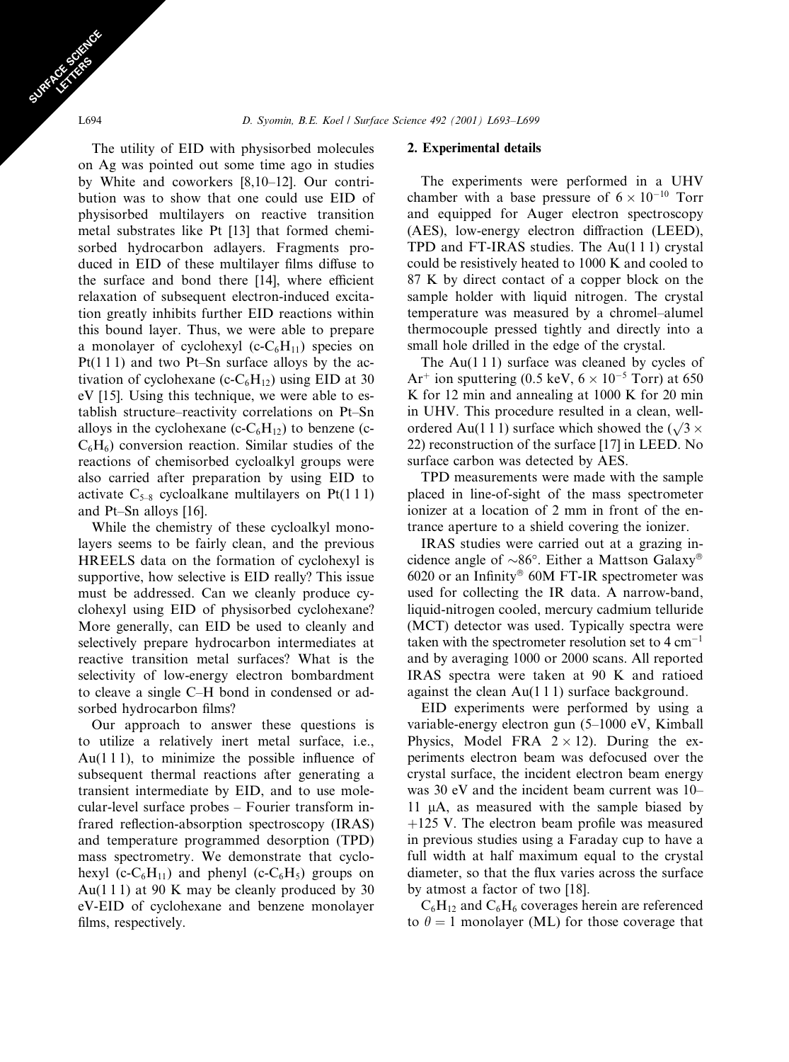The utility of EID with physisorbed molecules on Ag was pointed out some time ago in studies by White and coworkers [8,10–12]. Our contribution was to show that one could use EID of physisorbed multilayers on reactive transition metal substrates like Pt [13] that formed chemisorbed hydrocarbon adlayers. Fragments produced in EID of these multilayer films diffuse to the surface and bond there [14], where efficient relaxation of subsequent electron-induced excitation greatly inhibits further EID reactions within this bound layer. Thus, we were able to prepare a monolayer of cyclohexyl (c-$C_6H_{11}$) species on Pt(1 1 1) and two Pt–Sn surface alloys by the activation of cyclohexane (c-$C_6H_{12}$) using EID at 30 eV [15]. Using this technique, we were able to establish structure–reactivity correlations on Pt–Sn alloys in the cyclohexane (c-$C_6H_{12}$) to benzene (c-$C_6H_6$) conversion reaction. Similar studies of the reactions of chemisorbed cycloalkyl groups were also carried after preparation by using EID to activate $C_{5-8}$ cycloalkane multilayers on Pt(1 1 1) and Pt–Sn alloys [16].

While the chemistry of these cycloalkyl monolayers seems to be fairly clean, and the previous HREELS data on the formation of cyclohexyl is supportive, how selective is EID really? This issue must be addressed. Can we cleanly produce cyclohexyl using EID of physisorbed cyclohexane? More generally, can EID be used to cleanly and selectively prepare hydrocarbon intermediates at reactive transition metal surfaces? What is the selectivity of low-energy electron bombardment to cleave a single C–H bond in condensed or adsorbed hydrocarbon films?

Our approach to answer these questions is to utilize a relatively inert metal surface, i.e., Au(1 1 1), to minimize the possible influence of subsequent thermal reactions after generating a transient intermediate by EID, and to use molecular-level surface probes – Fourier transform infrared reflection-absorption spectroscopy (IRAS) and temperature programmed desorption (TPD) mass spectrometry. We demonstrate that cyclohexyl (c-$C_6H_{11}$) and phenyl (c-$C_6H_5$) groups on Au(1 1 1) at 90 K may be cleanly produced by 30 eV-EID of cyclohexane and benzene monolayer films, respectively.

## 2. Experimental details

The experiments were performed in a UHV chamber with a base pressure of $6 \times 10^{-10}$ Torr and equipped for Auger electron spectroscopy (AES), low-energy electron diffraction (LEED), TPD and FT-IRAS studies. The Au(1 1 1) crystal could be resistively heated to 1000 K and cooled to 87 K by direct contact of a copper block on the sample holder with liquid nitrogen. The crystal temperature was measured by a chromel–alumel thermocouple pressed tightly and directly into a small hole drilled in the edge of the crystal.

The Au(1 1 1) surface was cleaned by cycles of $Ar^+$ ion sputtering (0.5 keV, $6 \times 10^{-5}$ Torr) at 650 K for 12 min and annealing at 1000 K for 20 min in UHV. This procedure resulted in a clean, well-ordered Au(1 1 1) surface which showed the ($\sqrt{3} \times 22$) reconstruction of the surface [17] in LEED. No surface carbon was detected by AES.

TPD measurements were made with the sample placed in line-of-sight of the mass spectrometer ionizer at a location of 2 mm in front of the entrance aperture to a shield covering the ionizer.

IRAS studies were carried out at a grazing incidence angle of ~86°. Either a Mattson Galaxy® 6020 or an Infinity® 60M FT-IR spectrometer was used for collecting the IR data. A narrow-band, liquid-nitrogen cooled, mercury cadmium telluride (MCT) detector was used. Typically spectra were taken with the spectrometer resolution set to 4 $cm^{-1}$ and by averaging 1000 or 2000 scans. All reported IRAS spectra were taken at 90 K and ratioed against the clean Au(1 1 1) surface background.

EID experiments were performed by using a variable-energy electron gun (5–1000 eV, Kimball Physics, Model FRA 2 × 12). During the experiments electron beam was defocused over the crystal surface, the incident electron beam energy was 30 eV and the incident beam current was 10–11 μA, as measured with the sample biased by +125 V. The electron beam profile was measured in previous studies using a Faraday cup to have a full width at half maximum equal to the crystal diameter, so that the flux varies across the surface by atmost a factor of two [18].

$C_6H_{12}$ and $C_6H_6$ coverages herein are referenced to $\theta = 1$ monolayer (ML) for those coverage that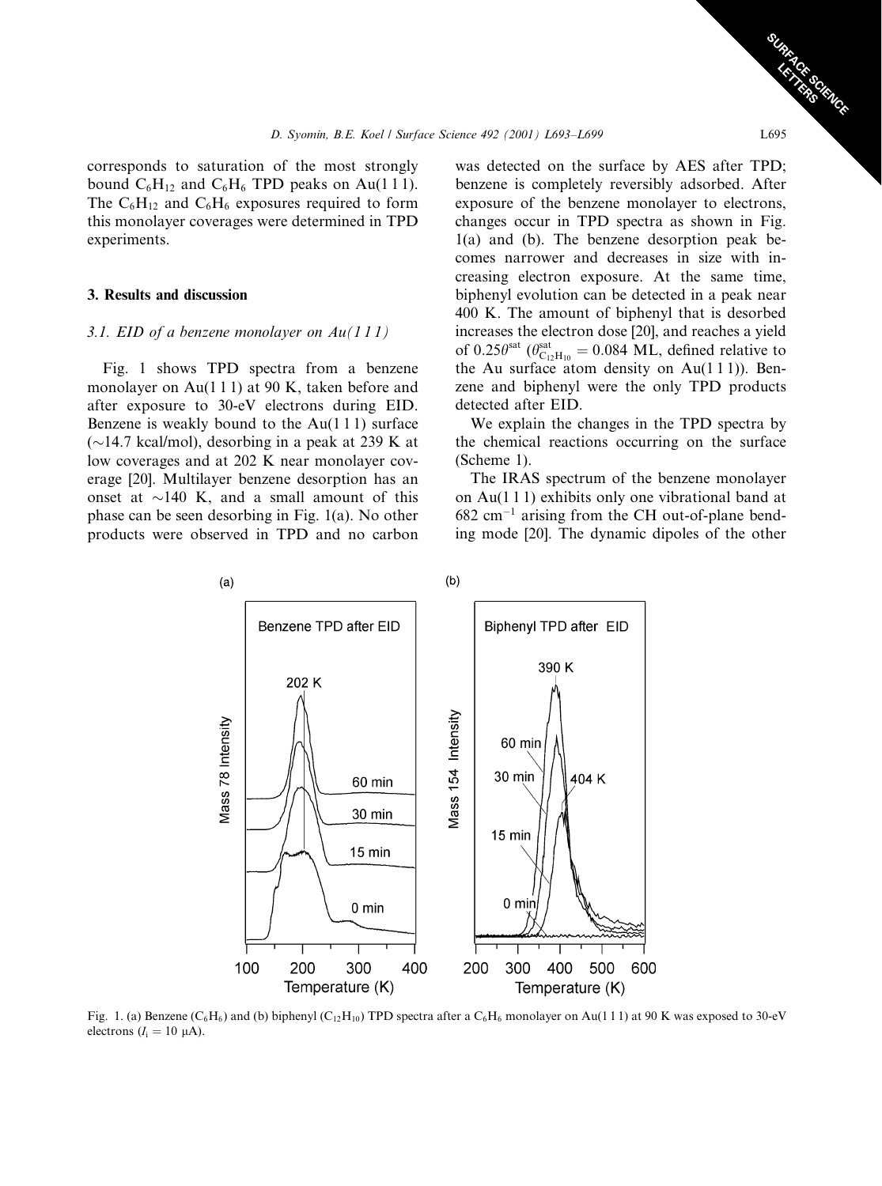corresponds to saturation of the most strongly bound $C_6H_{12}$ and $C_6H_6$ TPD peaks on Au(1 1 1). The $C_6H_{12}$ and $C_6H_6$ exposures required to form this monolayer coverages were determined in TPD experiments.

## 3. Results and discussion

### 3.1. EID of a benzene monolayer on Au(1 1 1)

Fig. 1 shows TPD spectra from a benzene monolayer on Au(1 1 1) at 90 K, taken before and after exposure to 30-eV electrons during EID. Benzene is weakly bound to the Au(1 1 1) surface (~14.7 kcal/mol), desorbing in a peak at 239 K at low coverages and at 202 K near monolayer coverage [20]. Multilayer benzene desorption has an onset at ~140 K, and a small amount of this phase can be seen desorbing in Fig. 1(a). No other products were observed in TPD and no carbon was detected on the surface by AES after TPD; benzene is completely reversibly adsorbed. After exposure of the benzene monolayer to electrons, changes occur in TPD spectra as shown in Fig. 1(a) and (b). The benzene desorption peak becomes narrower and decreases in size with increasing electron exposure. At the same time, biphenyl evolution can be detected in a peak near 400 K. The amount of biphenyl that is desorbed increases the electron dose [20], and reaches a yield of $0.25\theta^{sat}$ ($\theta^{sat}_{C_{12}H_{10}} = 0.084$ ML, defined relative to the Au surface atom density on Au(1 1 1)). Benzene and biphenyl were the only TPD products detected after EID.

We explain the changes in the TPD spectra by the chemical reactions occurring on the surface (Scheme 1).

The IRAS spectrum of the benzene monolayer on Au(1 1 1) exhibits only one vibrational band at 682 $cm^{-1}$ arising from the CH out-of-plane bending mode [20]. The dynamic dipoles of the other

Fig. 1. (a) Benzene ($C_6H_6$) and (b) biphenyl ($C_{12}H_{10}$) TPD spectra after a $C_6H_6$ monolayer on Au(1 1 1) at 90 K was exposed to 30-eV electrons ($I_i = 10$ μA).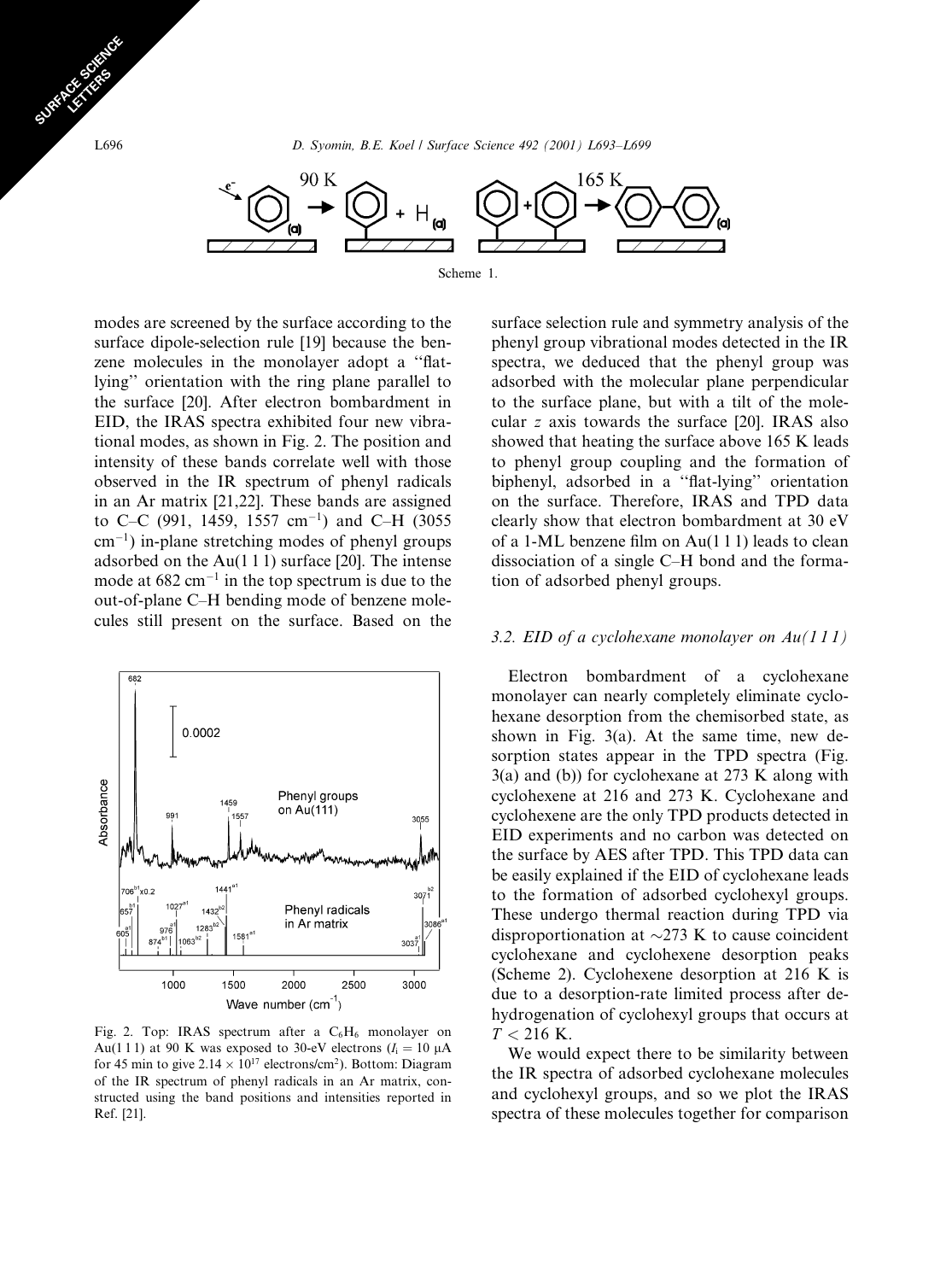Scheme 1.

modes are screened by the surface according to the surface dipole-selection rule [19] because the benzene molecules in the monolayer adopt a "flat-lying" orientation with the ring plane parallel to the surface [20]. After electron bombardment in EID, the IRAS spectra exhibited four new vibrational modes, as shown in Fig. 2. The position and intensity of these bands correlate well with those observed in the IR spectrum of phenyl radicals in an Ar matrix [21,22]. These bands are assigned to C–C (991, 1459, 1557 $cm^{-1}$) and C–H (3055 $cm^{-1}$) in-plane stretching modes of phenyl groups adsorbed on the Au(1 1 1) surface [20]. The intense mode at 682 $cm^{-1}$ in the top spectrum is due to the out-of-plane C–H bending mode of benzene molecules still present on the surface. Based on the surface selection rule and symmetry analysis of the phenyl group vibrational modes detected in the IR spectra, we deduced that the phenyl group was adsorbed with the molecular plane perpendicular to the surface plane, but with a tilt of the molecular $z$ axis towards the surface [20]. IRAS also showed that heating the surface above 165 K leads to phenyl group coupling and the formation of biphenyl, adsorbed in a "flat-lying" orientation on the surface. Therefore, IRAS and TPD data clearly show that electron bombardment at 30 eV of a 1-ML benzene film on Au(1 1 1) leads to clean dissociation of a single C–H bond and the formation of adsorbed phenyl groups.

Fig. 2. Top: IRAS spectrum after a $C_6H_6$ monolayer on Au(1 1 1) at 90 K was exposed to 30-eV electrons ($I_i = 10$ μA for 45 min to give $2.14 \times 10^{17}$ electrons/$cm^2$). Bottom: Diagram of the IR spectrum of phenyl radicals in an Ar matrix, constructed using the band positions and intensities reported in Ref. [21].

### 3.2. EID of a cyclohexane monolayer on Au(1 1 1)

Electron bombardment of a cyclohexane monolayer can nearly completely eliminate cyclohexane desorption from the chemisorbed state, as shown in Fig. 3(a). At the same time, new desorption states appear in the TPD spectra (Fig. 3(a) and (b)) for cyclohexane at 273 K along with cyclohexene at 216 and 273 K. Cyclohexane and cyclohexene are the only TPD products detected in EID experiments and no carbon was detected on the surface by AES after TPD. This TPD data can be easily explained if the EID of cyclohexane leads to the formation of adsorbed cyclohexyl groups. These undergo thermal reaction during TPD via disproportionation at ~273 K to cause coincident cyclohexane and cyclohexene desorption peaks (Scheme 2). Cyclohexene desorption at 216 K is due to a desorption-rate limited process after dehydrogenation of cyclohexyl groups that occurs at $T < 216$ K.

We would expect there to be similarity between the IR spectra of adsorbed cyclohexane molecules and cyclohexyl groups, and so we plot the IRAS spectra of these molecules together for comparison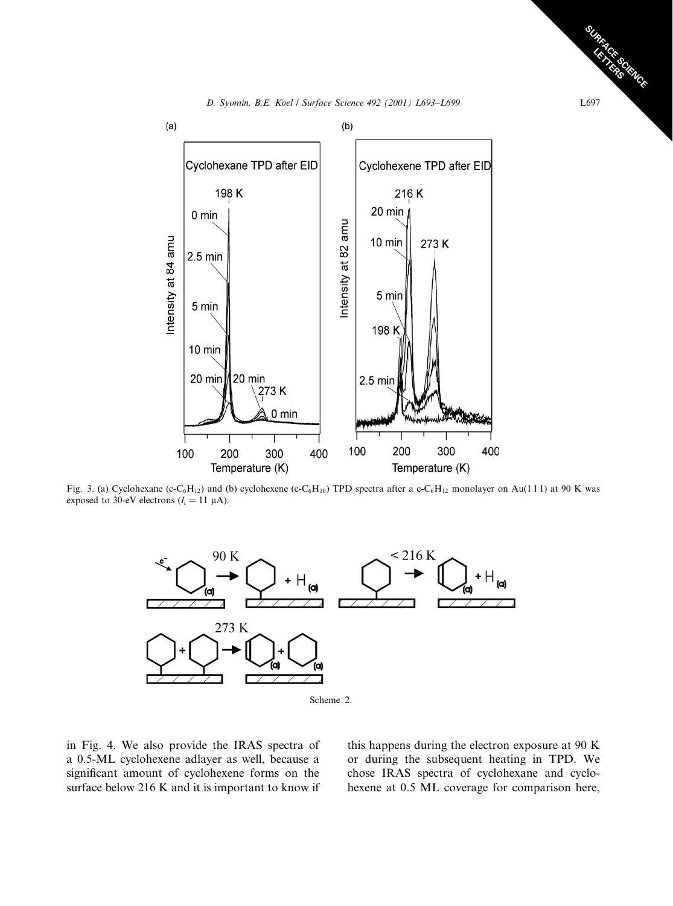Fig. 3. (a) Cyclohexane (c-$C_6H_{12}$) and (b) cyclohexene (c-$C_6H_{10}$) TPD spectra after a c-$C_6H_{12}$ monolayer on Au(1 1 1) at 90 K was exposed to 30-eV electrons ($I_i = 11$ μA).

Scheme 2.

in Fig. 4. We also provide the IRAS spectra of a 0.5-ML cyclohexene adlayer as well, because a significant amount of cyclohexene forms on the surface below 216 K and it is important to know if this happens during the electron exposure at 90 K or during the subsequent heating in TPD. We chose IRAS spectra of cyclohexane and cyclohexene at 0.5 ML coverage for comparison here,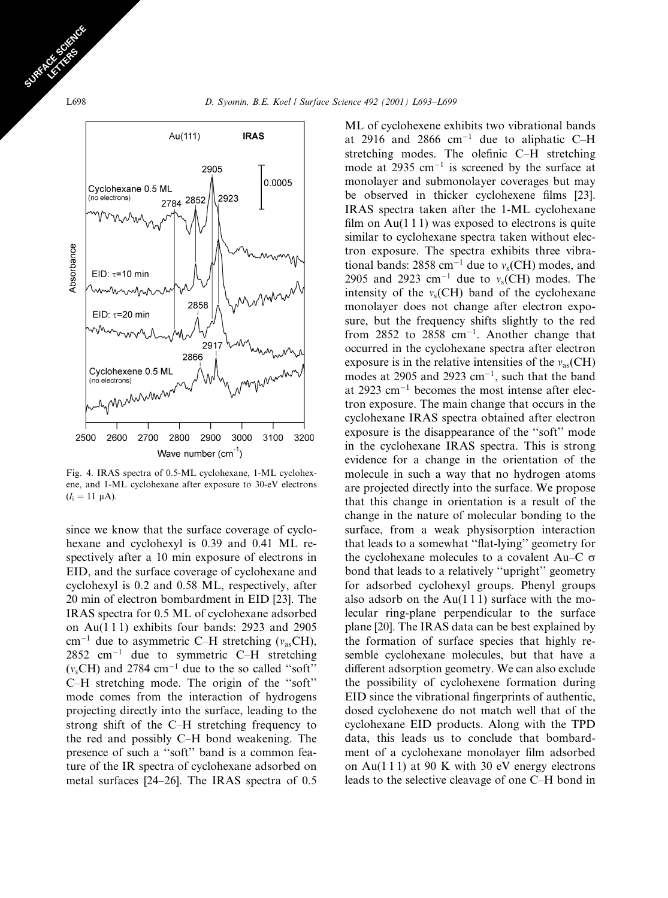Fig. 4. IRAS spectra of 0.5-ML cyclohexane, 1-ML cyclohexene, and 1-ML cyclohexane after exposure to 30-eV electrons ($I_i$ = 11 μA).

since we know that the surface coverage of cyclohexane and cyclohexyl is 0.39 and 0.41 ML respectively after a 10 min exposure of electrons in EID, and the surface coverage of cyclohexane and cyclohexyl is 0.2 and 0.58 ML, respectively, after 20 min of electron bombardment in EID [23]. The IRAS spectra for 0.5 ML of cyclohexane adsorbed on Au(1 1 1) exhibits four bands: 2923 and 2905 cm$^{-1}$ due to asymmetric C–H stretching ($\nu_{as}$CH), 2852 cm$^{-1}$ due to symmetric C–H stretching ($\nu_s$CH) and 2784 cm$^{-1}$ due to the so called "soft" C–H stretching mode. The origin of the "soft" mode comes from the interaction of hydrogens projecting directly into the surface, leading to the strong shift of the C–H stretching frequency to the red and possibly C–H bond weakening. The presence of such a "soft" band is a common feature of the IR spectra of cyclohexane adsorbed on metal surfaces [24–26]. The IRAS spectra of 0.5 ML of cyclohexene exhibits two vibrational bands at 2916 and 2866 cm$^{-1}$ due to aliphatic C–H stretching modes. The olefinic C–H stretching mode at 2935 cm$^{-1}$ is screened by the surface at monolayer and submonolayer coverages but may be observed in thicker cyclohexene films [23]. IRAS spectra taken after the 1-ML cyclohexane film on Au(1 1 1) was exposed to electrons is quite similar to cyclohexane spectra taken without electron exposure. The spectra exhibits three vibrational bands: 2858 cm$^{-1}$ due to $\nu_s$(CH) modes, and 2905 and 2923 cm$^{-1}$ due to $\nu_s$(CH) modes. The intensity of the $\nu_s$(CH) band of the cyclohexane monolayer does not change after electron exposure, but the frequency shifts slightly to the red from 2852 to 2858 cm$^{-1}$. Another change that occurred in the cyclohexane spectra after electron exposure is in the relative intensities of the $\nu_{as}$(CH) modes at 2905 and 2923 cm$^{-1}$, such that the band at 2923 cm$^{-1}$ becomes the most intense after electron exposure. The main change that occurs in the cyclohexane IRAS spectra obtained after electron exposure is the disappearance of the "soft" mode in the cyclohexane IRAS spectra. This is strong evidence for a change in the orientation of the molecule in such a way that no hydrogen atoms are projected directly into the surface. We propose that this change in orientation is a result of the change in the nature of molecular bonding to the surface, from a weak physisorption interaction that leads to a somewhat "flat-lying" geometry for the cyclohexane molecules to a covalent Au–C σ bond that leads to a relatively "upright" geometry for adsorbed cyclohexyl groups. Phenyl groups also adsorb on the Au(1 1 1) surface with the molecular ring-plane perpendicular to the surface plane [20]. The IRAS data can be best explained by the formation of surface species that highly resemble cyclohexane molecules, but that have a different adsorption geometry. We can also exclude the possibility of cyclohexene formation during EID since the vibrational fingerprints of authentic, dosed cyclohexene do not match well that of the cyclohexane EID products. Along with the TPD data, this leads us to conclude that bombardment of a cyclohexane monolayer film adsorbed on Au(1 1 1) at 90 K with 30 eV energy electrons leads to the selective cleavage of one C–H bond in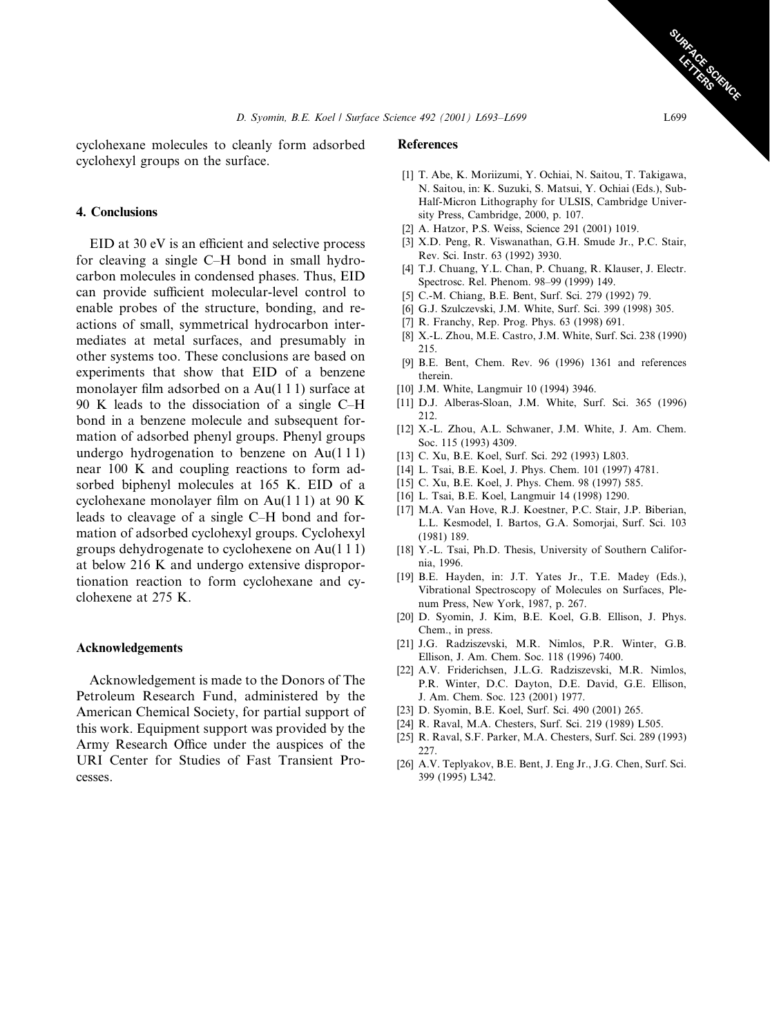cyclohexane molecules to cleanly form adsorbed cyclohexyl groups on the surface.

## 4. Conclusions

EID at 30 eV is an efficient and selective process for cleaving a single C–H bond in small hydrocarbon molecules in condensed phases. Thus, EID can provide sufficient molecular-level control to enable probes of the structure, bonding, and reactions of small, symmetrical hydrocarbon intermediates at metal surfaces, and presumably in other systems too. These conclusions are based on experiments that show that EID of a benzene monolayer film adsorbed on a Au(1 1 1) surface at 90 K leads to the dissociation of a single C–H bond in a benzene molecule and subsequent formation of adsorbed phenyl groups. Phenyl groups undergo hydrogenation to benzene on Au(1 1 1) near 100 K and coupling reactions to form adsorbed biphenyl molecules at 165 K. EID of a cyclohexane monolayer film on Au(1 1 1) at 90 K leads to cleavage of a single C–H bond and formation of adsorbed cyclohexyl groups. Cyclohexyl groups dehydrogenate to cyclohexene on Au(1 1 1) at below 216 K and undergo extensive disproportionation reaction to form cyclohexane and cyclohexene at 275 K.

## Acknowledgements

Acknowledgement is made to the Donors of The Petroleum Research Fund, administered by the American Chemical Society, for partial support of this work. Equipment support was provided by the Army Research Office under the auspices of the URI Center for Studies of Fast Transient Processes.

## References

[1] T. Abe, K. Moriizumi, Y. Ochiai, N. Saitou, T. Takigawa, N. Saitou, in: K. Suzuki, S. Matsui, Y. Ochiai (Eds.), Sub-Half-Micron Lithography for ULSIS, Cambridge University Press, Cambridge, 2000, p. 107.

[2] A. Hatzor, P.S. Weiss, Science 291 (2001) 1019.

[3] X.D. Peng, R. Viswanathan, G.H. Smude Jr., P.C. Stair, Rev. Sci. Instr. 63 (1992) 3930.

[4] T.J. Chuang, Y.L. Chan, P. Chuang, R. Klauser, J. Electr. Spectrosc. Rel. Phenom. 98–99 (1999) 149.

[5] C.-M. Chiang, B.E. Bent, Surf. Sci. 279 (1992) 79.

[6] G.J. Szulczevski, J.M. White, Surf. Sci. 399 (1998) 305.

[7] R. Franchy, Rep. Prog. Phys. 63 (1998) 691.

[8] X.-L. Zhou, M.E. Castro, J.M. White, Surf. Sci. 238 (1990) 215.

[9] B.E. Bent, Chem. Rev. 96 (1996) 1361 and references therein.

[10] J.M. White, Langmuir 10 (1994) 3946.

[11] D.J. Alberas-Sloan, J.M. White, Surf. Sci. 365 (1996) 212.

[12] X.-L. Zhou, A.L. Schwaner, J.M. White, J. Am. Chem. Soc. 115 (1993) 4309.

[13] C. Xu, B.E. Koel, Surf. Sci. 292 (1993) L803.

[14] L. Tsai, B.E. Koel, J. Phys. Chem. 101 (1997) 4781.

[15] C. Xu, B.E. Koel, J. Phys. Chem. 98 (1997) 585.

[16] L. Tsai, B.E. Koel, Langmuir 14 (1998) 1290.

[17] M.A. Van Hove, R.J. Koestner, P.C. Stair, J.P. Biberian, L.L. Kesmodel, I. Bartos, G.A. Somorjai, Surf. Sci. 103 (1981) 189.

[18] Y.-L. Tsai, Ph.D. Thesis, University of Southern California, 1996.

[19] B.E. Hayden, in: J.T. Yates Jr., T.E. Madey (Eds.), Vibrational Spectroscopy of Molecules on Surfaces, Plenum Press, New York, 1987, p. 267.

[20] D. Syomin, J. Kim, B.E. Koel, G.B. Ellison, J. Phys. Chem., in press.

[21] J.G. Radziszevski, M.R. Nimlos, P.R. Winter, G.B. Ellison, J. Am. Chem. Soc. 118 (1996) 7400.

[22] A.V. Friderichsen, J.L.G. Radziszevski, M.R. Nimlos, P.R. Winter, D.C. Dayton, D.E. David, G.E. Ellison, J. Am. Chem. Soc. 123 (2001) 1977.

[23] D. Syomin, B.E. Koel, Surf. Sci. 490 (2001) 265.

[24] R. Raval, M.A. Chesters, Surf. Sci. 219 (1989) L505.

[25] R. Raval, S.F. Parker, M.A. Chesters, Surf. Sci. 289 (1993) 227.

[26] A.V. Teplyakov, B.E. Bent, J. Eng Jr., J.G. Chen, Surf. Sci. 399 (1995) L342.